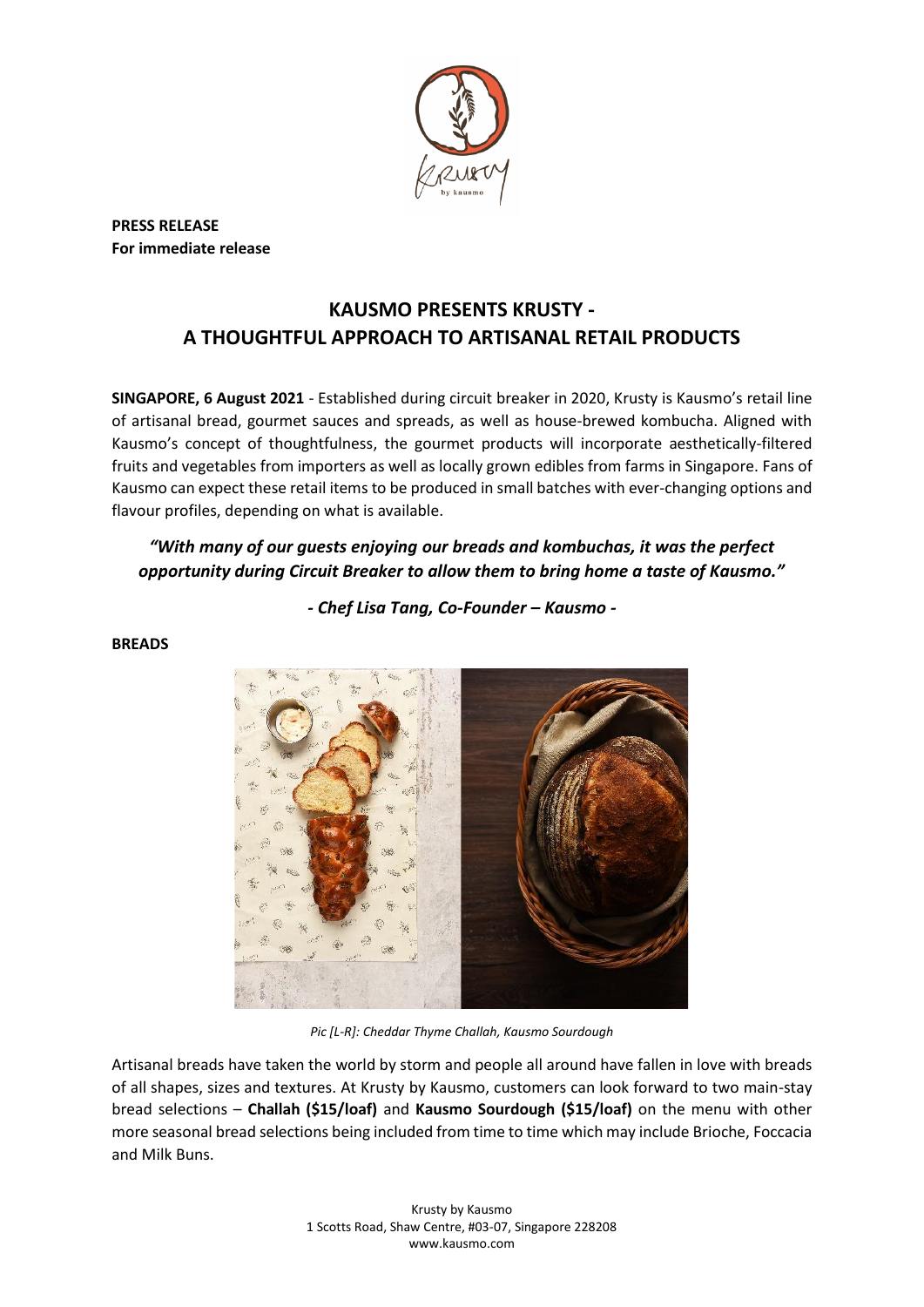**PRESS RELEASE**
**For immediate release**

# KAUSMO PRESENTS KRUSTY - A THOUGHTFUL APPROACH TO ARTISANAL RETAIL PRODUCTS

**SINGAPORE, 6 August 2021** - Established during circuit breaker in 2020, Krusty is Kausmo's retail line of artisanal bread, gourmet sauces and spreads, as well as house-brewed kombucha. Aligned with Kausmo's concept of thoughtfulness, the gourmet products will incorporate aesthetically-filtered fruits and vegetables from importers as well as locally grown edibles from farms in Singapore. Fans of Kausmo can expect these retail items to be produced in small batches with ever-changing options and flavour profiles, depending on what is available.

***"With many of our guests enjoying our breads and kombuchas, it was the perfect opportunity during Circuit Breaker to allow them to bring home a taste of Kausmo."***

***- Chef Lisa Tang, Co-Founder – Kausmo -***

**BREADS**

*Pic [L-R]: Cheddar Thyme Challah, Kausmo Sourdough*

Artisanal breads have taken the world by storm and people all around have fallen in love with breads of all shapes, sizes and textures. At Krusty by Kausmo, customers can look forward to two main-stay bread selections – **Challah ($15/loaf)** and **Kausmo Sourdough ($15/loaf)** on the menu with other more seasonal bread selections being included from time to time which may include Brioche, Foccacia and Milk Buns.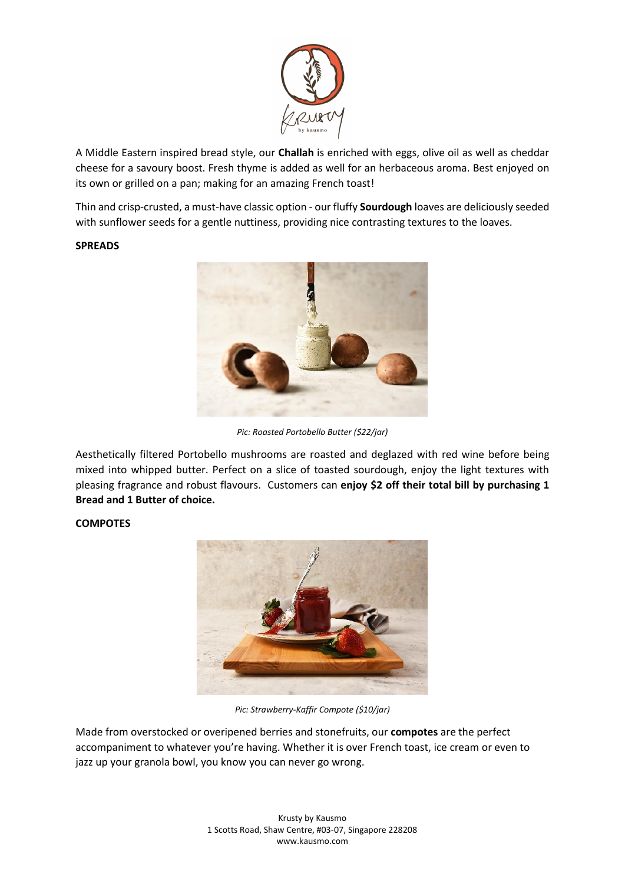A Middle Eastern inspired bread style, our **Challah** is enriched with eggs, olive oil as well as cheddar cheese for a savoury boost. Fresh thyme is added as well for an herbaceous aroma. Best enjoyed on its own or grilled on a pan; making for an amazing French toast!

Thin and crisp-crusted, a must-have classic option - our fluffy **Sourdough** loaves are deliciously seeded with sunflower seeds for a gentle nuttiness, providing nice contrasting textures to the loaves.

**SPREADS**

*Pic: Roasted Portobello Butter ($22/jar)*

Aesthetically filtered Portobello mushrooms are roasted and deglazed with red wine before being mixed into whipped butter. Perfect on a slice of toasted sourdough, enjoy the light textures with pleasing fragrance and robust flavours. Customers can **enjoy $2 off their total bill by purchasing 1 Bread and 1 Butter of choice.**

**COMPOTES**

*Pic: Strawberry-Kaffir Compote ($10/jar)*

Made from overstocked or overipened berries and stonefruits, our **compotes** are the perfect accompaniment to whatever you're having. Whether it is over French toast, ice cream or even to jazz up your granola bowl, you know you can never go wrong.

Krusty by Kausmo
1 Scotts Road, Shaw Centre, #03-07, Singapore 228208
www.kausmo.com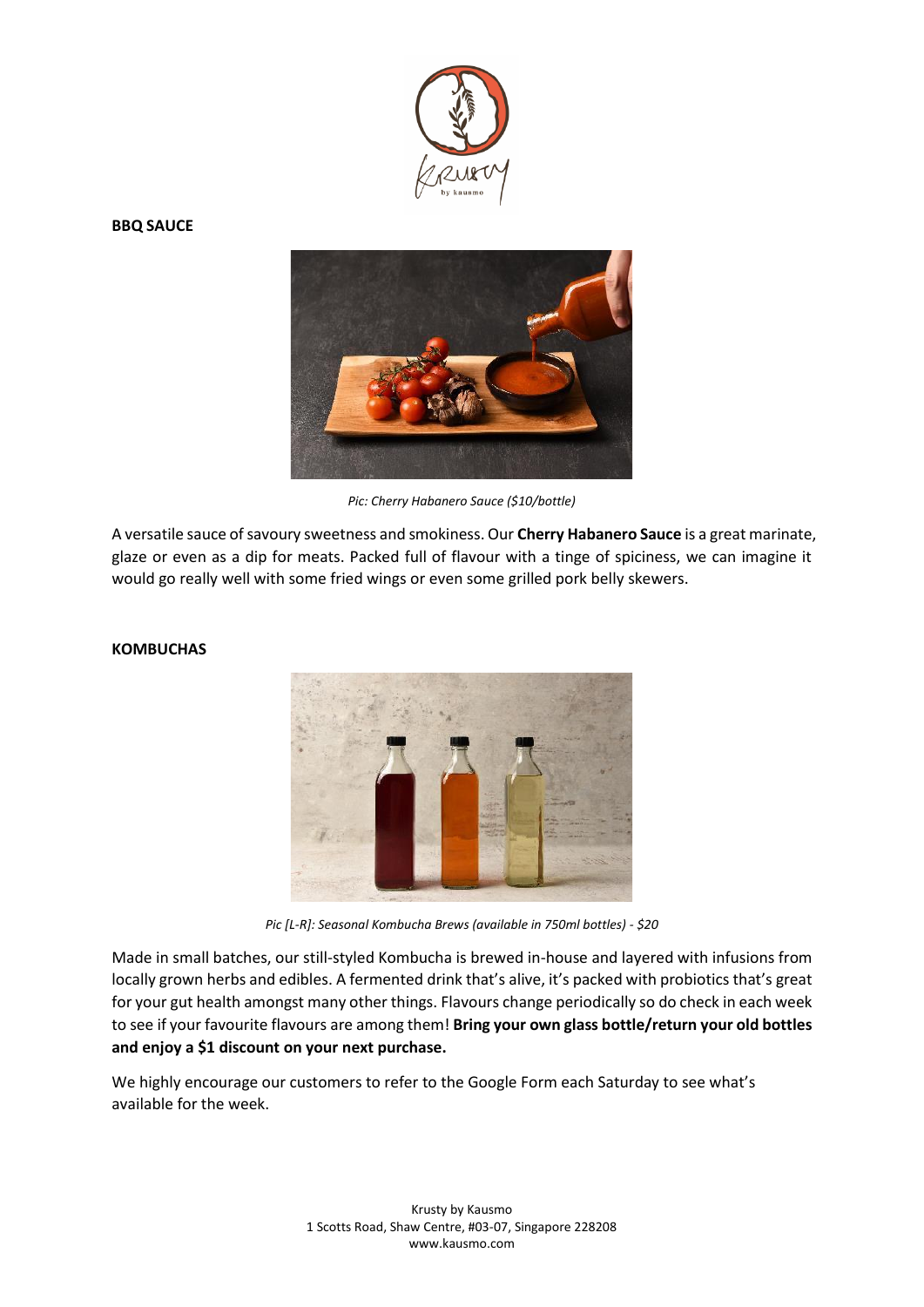## BBQ SAUCE

*Pic: Cherry Habanero Sauce ($10/bottle)*

A versatile sauce of savoury sweetness and smokiness. Our **Cherry Habanero Sauce** is a great marinate, glaze or even as a dip for meats. Packed full of flavour with a tinge of spiciness, we can imagine it would go really well with some fried wings or even some grilled pork belly skewers.

## KOMBUCHAS

*Pic [L-R]: Seasonal Kombucha Brews (available in 750ml bottles) - $20*

Made in small batches, our still-styled Kombucha is brewed in-house and layered with infusions from locally grown herbs and edibles. A fermented drink that's alive, it's packed with probiotics that's great for your gut health amongst many other things. Flavours change periodically so do check in each week to see if your favourite flavours are among them! **Bring your own glass bottle/return your old bottles and enjoy a $1 discount on your next purchase.**

We highly encourage our customers to refer to the Google Form each Saturday to see what's available for the week.

Krusty by Kausmo
1 Scotts Road, Shaw Centre, #03-07, Singapore 228208
www.kausmo.com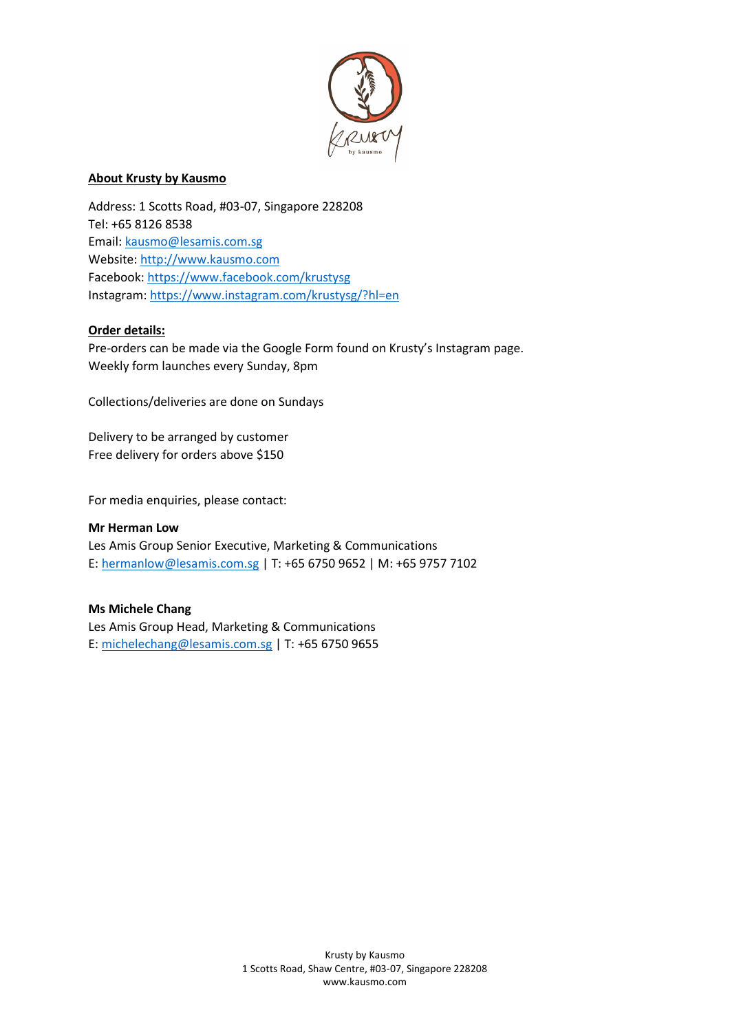**About Krusty by Kausmo**

Address: 1 Scotts Road, #03-07, Singapore 228208
Tel: +65 8126 8538
Email: kausmo@lesamis.com.sg
Website: http://www.kausmo.com
Facebook: https://www.facebook.com/krustysg
Instagram: https://www.instagram.com/krustysg/?hl=en

**Order details:**

Pre-orders can be made via the Google Form found on Krusty's Instagram page.
Weekly form launches every Sunday, 8pm

Collections/deliveries are done on Sundays

Delivery to be arranged by customer
Free delivery for orders above $150

For media enquiries, please contact:

**Mr Herman Low**
Les Amis Group Senior Executive, Marketing & Communications
E: hermanlow@lesamis.com.sg | T: +65 6750 9652 | M: +65 9757 7102

**Ms Michele Chang**
Les Amis Group Head, Marketing & Communications
E: michelechang@lesamis.com.sg | T: +65 6750 9655